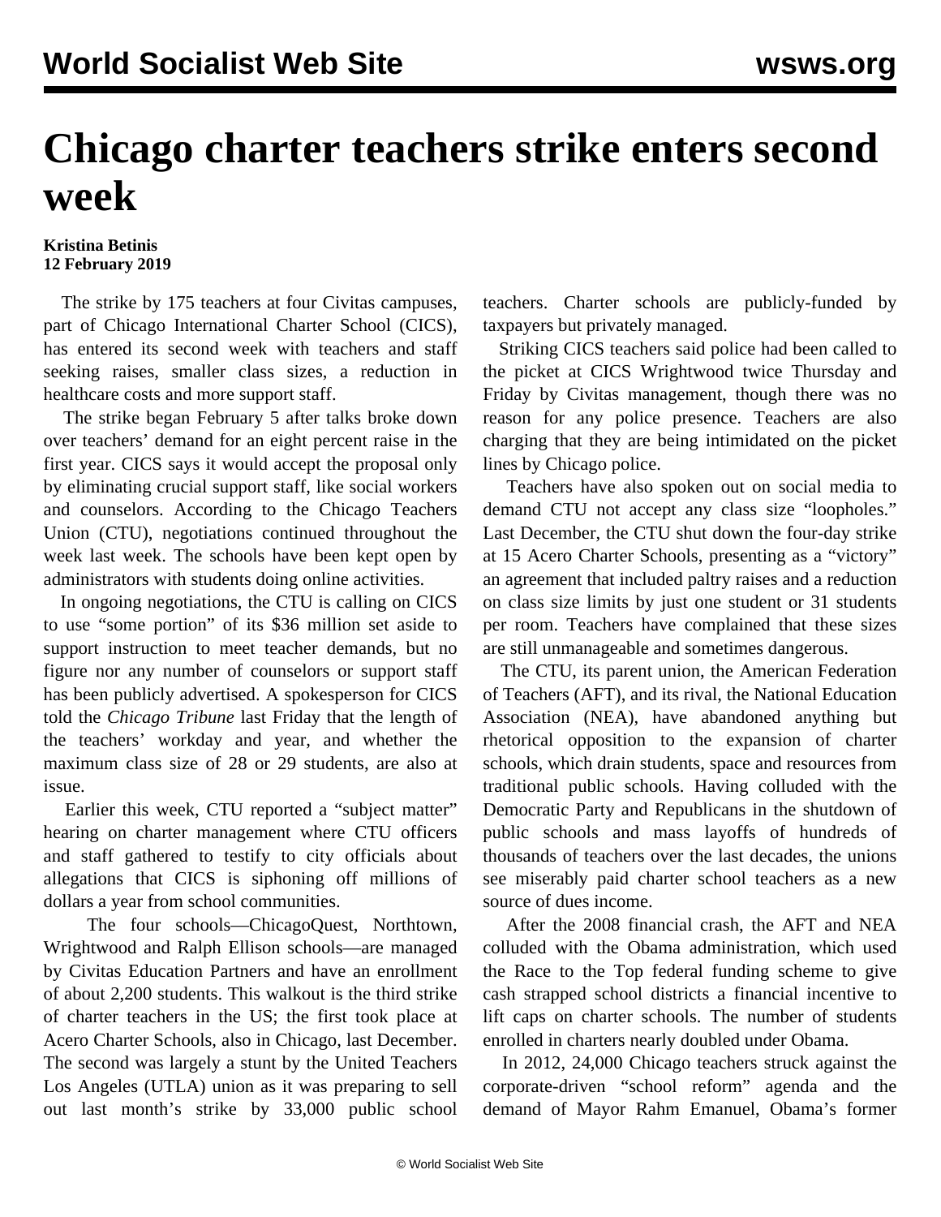# Chicago charter teachers strike enters second week

**Kristina Betinis**
**12 February 2019**

The strike by 175 teachers at four Civitas campuses, part of Chicago International Charter School (CICS), has entered its second week with teachers and staff seeking raises, smaller class sizes, a reduction in healthcare costs and more support staff.

The strike began February 5 after talks broke down over teachers' demand for an eight percent raise in the first year. CICS says it would accept the proposal only by eliminating crucial support staff, like social workers and counselors. According to the Chicago Teachers Union (CTU), negotiations continued throughout the week last week. The schools have been kept open by administrators with students doing online activities.

In ongoing negotiations, the CTU is calling on CICS to use "some portion" of its $36 million set aside to support instruction to meet teacher demands, but no figure nor any number of counselors or support staff has been publicly advertised. A spokesperson for CICS told the *Chicago Tribune* last Friday that the length of the teachers' workday and year, and whether the maximum class size of 28 or 29 students, are also at issue.

Earlier this week, CTU reported a "subject matter" hearing on charter management where CTU officers and staff gathered to testify to city officials about allegations that CICS is siphoning off millions of dollars a year from school communities.

The four schools—ChicagoQuest, Northtown, Wrightwood and Ralph Ellison schools—are managed by Civitas Education Partners and have an enrollment of about 2,200 students. This walkout is the third strike of charter teachers in the US; the first took place at Acero Charter Schools, also in Chicago, last December. The second was largely a stunt by the United Teachers Los Angeles (UTLA) union as it was preparing to sell out last month's strike by 33,000 public school teachers. Charter schools are publicly-funded by taxpayers but privately managed.

Striking CICS teachers said police had been called to the picket at CICS Wrightwood twice Thursday and Friday by Civitas management, though there was no reason for any police presence. Teachers are also charging that they are being intimidated on the picket lines by Chicago police.

Teachers have also spoken out on social media to demand CTU not accept any class size "loopholes." Last December, the CTU shut down the four-day strike at 15 Acero Charter Schools, presenting as a "victory" an agreement that included paltry raises and a reduction on class size limits by just one student or 31 students per room. Teachers have complained that these sizes are still unmanageable and sometimes dangerous.

The CTU, its parent union, the American Federation of Teachers (AFT), and its rival, the National Education Association (NEA), have abandoned anything but rhetorical opposition to the expansion of charter schools, which drain students, space and resources from traditional public schools. Having colluded with the Democratic Party and Republicans in the shutdown of public schools and mass layoffs of hundreds of thousands of teachers over the last decades, the unions see miserably paid charter school teachers as a new source of dues income.

After the 2008 financial crash, the AFT and NEA colluded with the Obama administration, which used the Race to the Top federal funding scheme to give cash strapped school districts a financial incentive to lift caps on charter schools. The number of students enrolled in charters nearly doubled under Obama.

In 2012, 24,000 Chicago teachers struck against the corporate-driven "school reform" agenda and the demand of Mayor Rahm Emanuel, Obama's former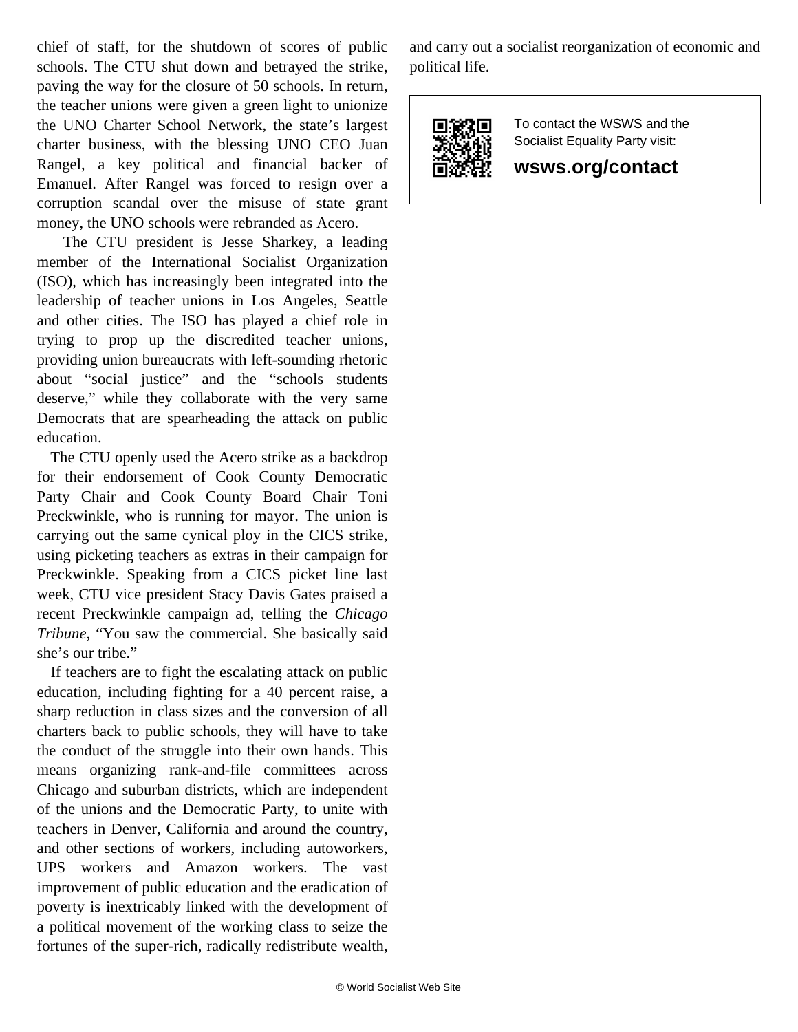chief of staff, for the shutdown of scores of public schools. The CTU shut down and betrayed the strike, paving the way for the closure of 50 schools. In return, the teacher unions were given a green light to unionize the UNO Charter School Network, the state's largest charter business, with the blessing UNO CEO Juan Rangel, a key political and financial backer of Emanuel. After Rangel was forced to resign over a corruption scandal over the misuse of state grant money, the UNO schools were rebranded as Acero.

The CTU president is Jesse Sharkey, a leading member of the International Socialist Organization (ISO), which has increasingly been integrated into the leadership of teacher unions in Los Angeles, Seattle and other cities. The ISO has played a chief role in trying to prop up the discredited teacher unions, providing union bureaucrats with left-sounding rhetoric about "social justice" and the "schools students deserve," while they collaborate with the very same Democrats that are spearheading the attack on public education.

The CTU openly used the Acero strike as a backdrop for their endorsement of Cook County Democratic Party Chair and Cook County Board Chair Toni Preckwinkle, who is running for mayor. The union is carrying out the same cynical ploy in the CICS strike, using picketing teachers as extras in their campaign for Preckwinkle. Speaking from a CICS picket line last week, CTU vice president Stacy Davis Gates praised a recent Preckwinkle campaign ad, telling the *Chicago Tribune*, "You saw the commercial. She basically said she's our tribe."

If teachers are to fight the escalating attack on public education, including fighting for a 40 percent raise, a sharp reduction in class sizes and the conversion of all charters back to public schools, they will have to take the conduct of the struggle into their own hands. This means organizing rank-and-file committees across Chicago and suburban districts, which are independent of the unions and the Democratic Party, to unite with teachers in Denver, California and around the country, and other sections of workers, including autoworkers, UPS workers and Amazon workers. The vast improvement of public education and the eradication of poverty is inextricably linked with the development of a political movement of the working class to seize the fortunes of the super-rich, radically redistribute wealth, and carry out a socialist reorganization of economic and political life.

To contact the WSWS and the Socialist Equality Party visit:

**wsws.org/contact**